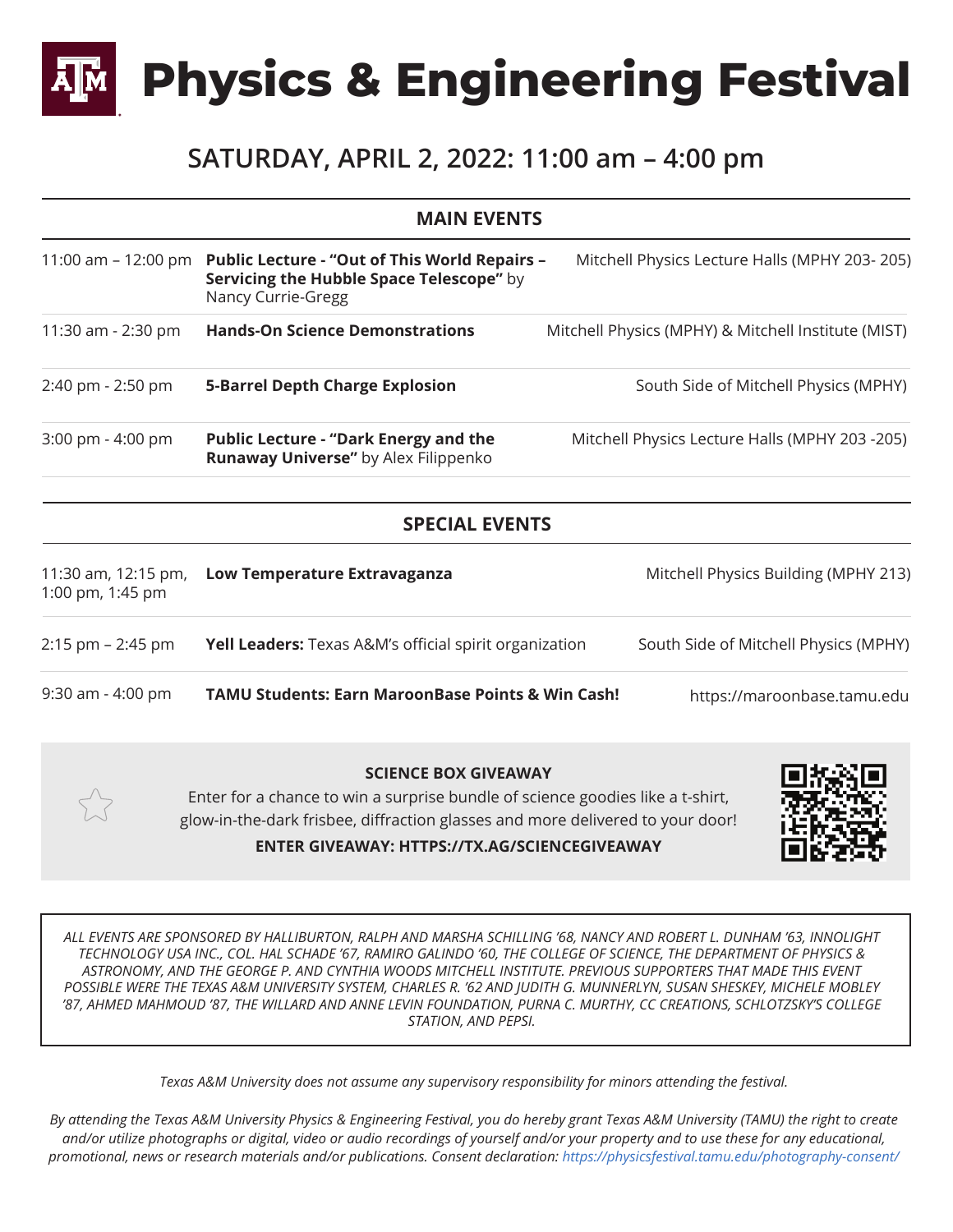# Physics & Engineering Festival

## SATURDAY, APRIL 2, 2022: 11:00 am – 4:00 pm

### MAIN EVENTS

| Time | Event | Location |
|---|---|---|
| 11:00 am – 12:00 pm | **Public Lecture - "Out of This World Repairs – Servicing the Hubble Space Telescope"** by Nancy Currie-Gregg | Mitchell Physics Lecture Halls (MPHY 203- 205) |
| 11:30 am - 2:30 pm | **Hands-On Science Demonstrations** | Mitchell Physics (MPHY) & Mitchell Institute (MIST) |
| 2:40 pm - 2:50 pm | **5-Barrel Depth Charge Explosion** | South Side of Mitchell Physics (MPHY) |
| 3:00 pm - 4:00 pm | **Public Lecture - "Dark Energy and the Runaway Universe"** by Alex Filippenko | Mitchell Physics Lecture Halls (MPHY 203 -205) |

### SPECIAL EVENTS

| Time | Event | Location |
|---|---|---|
| 11:30 am, 12:15 pm, 1:00 pm, 1:45 pm | **Low Temperature Extravaganza** | Mitchell Physics Building (MPHY 213) |
| 2:15 pm – 2:45 pm | **Yell Leaders:** Texas A&M's official spirit organization | South Side of Mitchell Physics (MPHY) |
| 9:30 am - 4:00 pm | **TAMU Students: Earn MaroonBase Points & Win Cash!** | https://maroonbase.tamu.edu |

**SCIENCE BOX GIVEAWAY**

Enter for a chance to win a surprise bundle of science goodies like a t-shirt, glow-in-the-dark frisbee, diffraction glasses and more delivered to your door!

**ENTER GIVEAWAY: HTTPS://TX.AG/SCIENCEGIVEAWAY**

*ALL EVENTS ARE SPONSORED BY HALLIBURTON, RALPH AND MARSHA SCHILLING '68, NANCY AND ROBERT L. DUNHAM '63, INNOLIGHT TECHNOLOGY USA INC., COL. HAL SCHADE '67, RAMIRO GALINDO '60, THE COLLEGE OF SCIENCE, THE DEPARTMENT OF PHYSICS & ASTRONOMY, AND THE GEORGE P. AND CYNTHIA WOODS MITCHELL INSTITUTE. PREVIOUS SUPPORTERS THAT MADE THIS EVENT POSSIBLE WERE THE TEXAS A&M UNIVERSITY SYSTEM, CHARLES R. '62 AND JUDITH G. MUNNERLYN, SUSAN SHESKEY, MICHELE MOBLEY '87, AHMED MAHMOUD '87, THE WILLARD AND ANNE LEVIN FOUNDATION, PURNA C. MURTHY, CC CREATIONS, SCHLOTZSKY'S COLLEGE STATION, AND PEPSI.*

*Texas A&M University does not assume any supervisory responsibility for minors attending the festival.*

*By attending the Texas A&M University Physics & Engineering Festival, you do hereby grant Texas A&M University (TAMU) the right to create and/or utilize photographs or digital, video or audio recordings of yourself and/or your property and to use these for any educational, promotional, news or research materials and/or publications. Consent declaration: https://physicsfestival.tamu.edu/photography-consent/*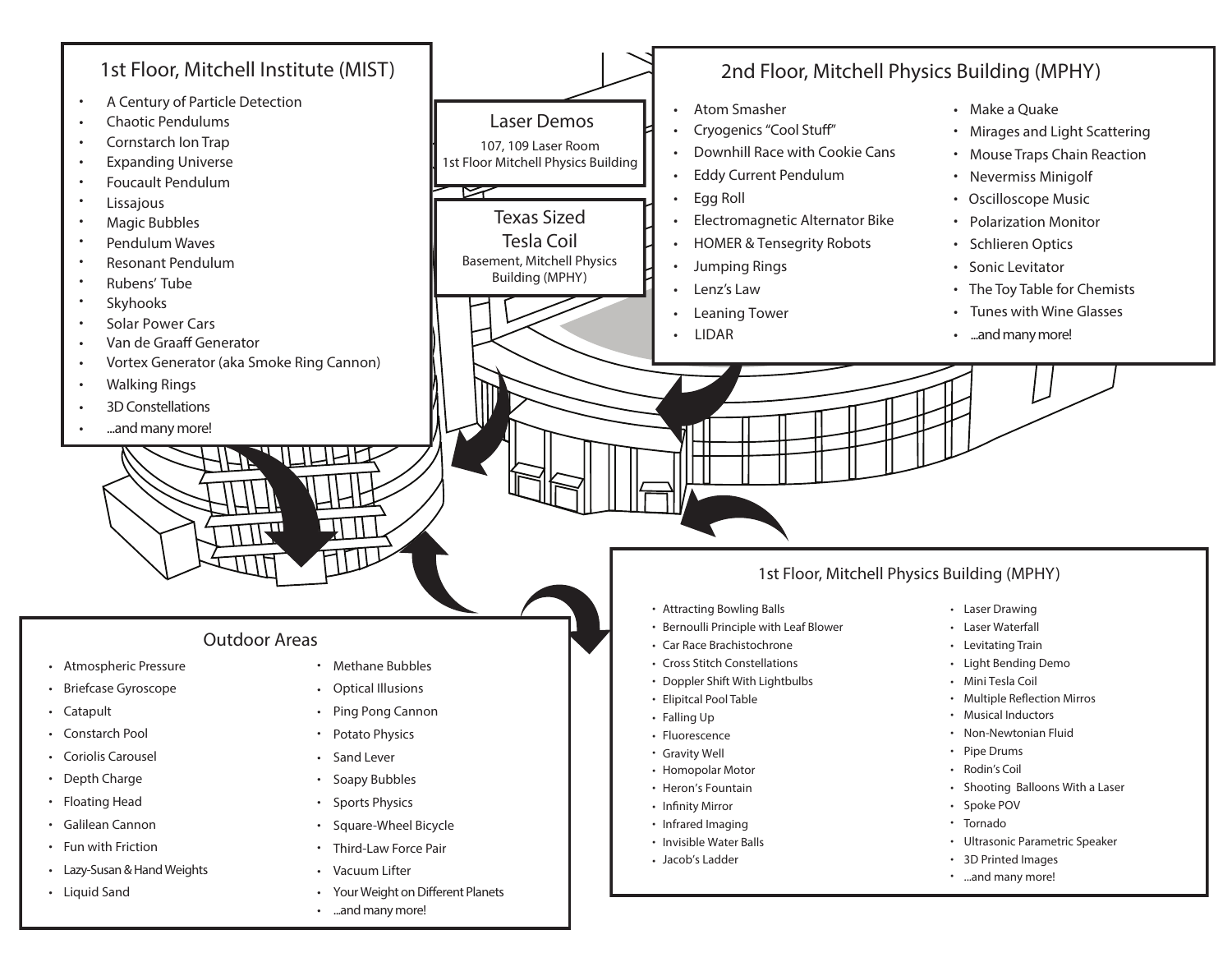## 1st Floor, Mitchell Institute (MIST)

- A Century of Particle Detection
- Chaotic Pendulums
- Cornstarch Ion Trap
- Expanding Universe
- Foucault Pendulum
- Lissajous
- Magic Bubbles
- Pendulum Waves
- Resonant Pendulum
- Rubens' Tube
- Skyhooks
- Solar Power Cars
- Van de Graaff Generator
- Vortex Generator (aka Smoke Ring Cannon)
- Walking Rings
- 3D Constellations
- ...and many more!

## Laser Demos

107, 109 Laser Room
1st Floor Mitchell Physics Building

## Texas Sized Tesla Coil

Basement, Mitchell Physics Building (MPHY)

## 2nd Floor, Mitchell Physics Building (MPHY)

- Atom Smasher
- Cryogenics "Cool Stuff"
- Downhill Race with Cookie Cans
- Eddy Current Pendulum
- Egg Roll
- Electromagnetic Alternator Bike
- HOMER & Tensegrity Robots
- Jumping Rings
- Lenz's Law
- Leaning Tower
- LIDAR
- Make a Quake
- Mirages and Light Scattering
- Mouse Traps Chain Reaction
- Nevermiss Minigolf
- Oscilloscope Music
- Polarization Monitor
- Schlieren Optics
- Sonic Levitator
- The Toy Table for Chemists
- Tunes with Wine Glasses
- ...and many more!

## Outdoor Areas

- Atmospheric Pressure
- Briefcase Gyroscope
- Catapult
- Constarch Pool
- Coriolis Carousel
- Depth Charge
- Floating Head
- Galilean Cannon
- Fun with Friction
- Lazy-Susan & Hand Weights
- Liquid Sand
- Methane Bubbles
- Optical Illusions
- Ping Pong Cannon
- Potato Physics
- Sand Lever
- Soapy Bubbles
- Sports Physics
- Square-Wheel Bicycle
- Third-Law Force Pair
- Vacuum Lifter
- Your Weight on Different Planets
- ...and many more!

## 1st Floor, Mitchell Physics Building (MPHY)

- Attracting Bowling Balls
- Bernoulli Principle with Leaf Blower
- Car Race Brachistochrone
- Cross Stitch Constellations
- Doppler Shift With Lightbulbs
- Elipitcal Pool Table
- Falling Up
- Fluorescence
- Gravity Well
- Homopolar Motor
- Heron's Fountain
- Infinity Mirror
- Infrared Imaging
- Invisible Water Balls
- Jacob's Ladder
- Laser Drawing
- Laser Waterfall
- Levitating Train
- Light Bending Demo
- Mini Tesla Coil
- Multiple Reflection Mirros
- Musical Inductors
- Non-Newtonian Fluid
- Pipe Drums
- Rodin's Coil
- Shooting Balloons With a Laser
- Spoke POV
- Tornado
- Ultrasonic Parametric Speaker
- 3D Printed Images
- ...and many more!